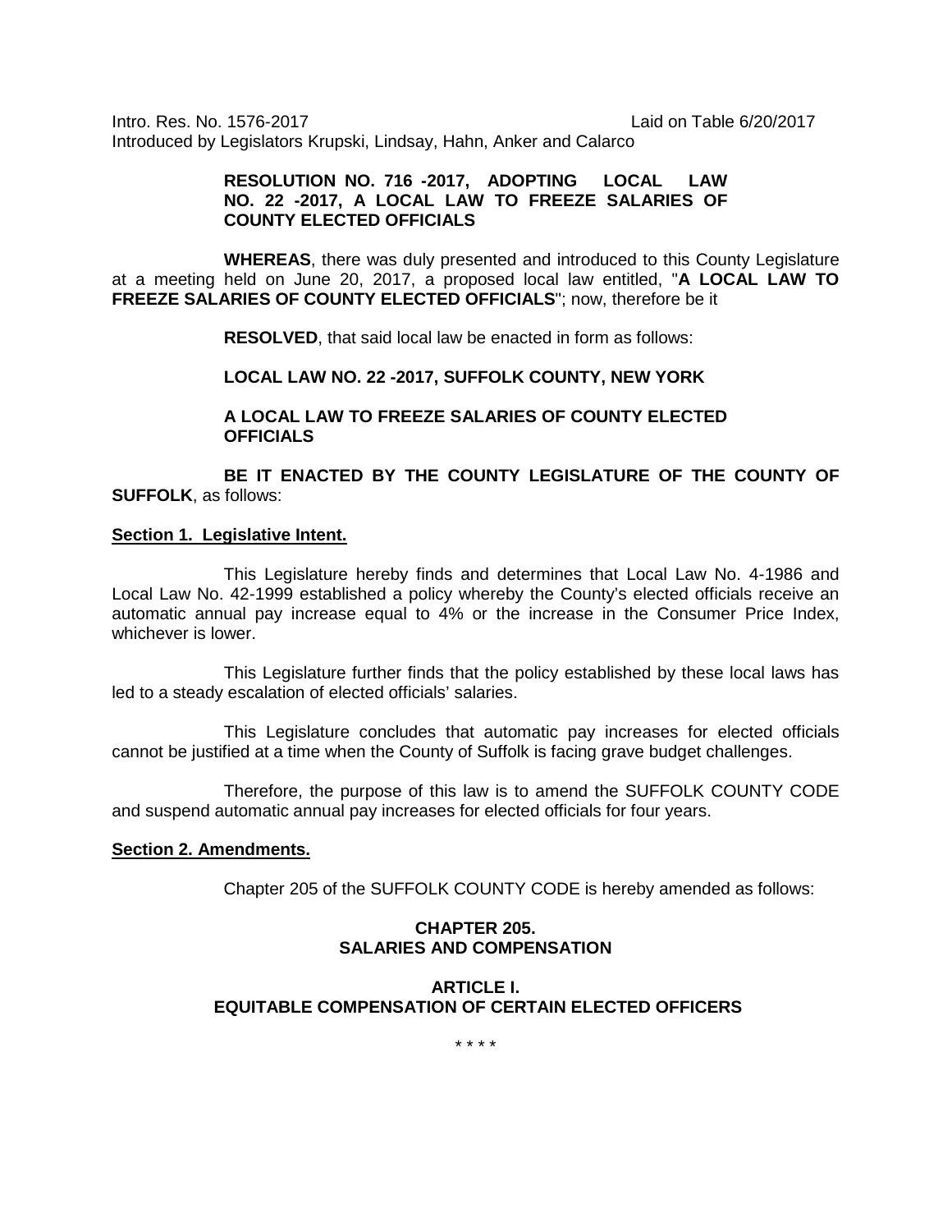Intro. Res. No. 1576-2017 Laid on Table 6/20/2017
Introduced by Legislators Krupski, Lindsay, Hahn, Anker and Calarco

**RESOLUTION NO. 716 -2017, ADOPTING LOCAL LAW NO. 22 -2017, A LOCAL LAW TO FREEZE SALARIES OF COUNTY ELECTED OFFICIALS**

**WHEREAS**, there was duly presented and introduced to this County Legislature at a meeting held on June 20, 2017, a proposed local law entitled, "**A LOCAL LAW TO FREEZE SALARIES OF COUNTY ELECTED OFFICIALS**"; now, therefore be it

**RESOLVED**, that said local law be enacted in form as follows:

**LOCAL LAW NO. 22 -2017, SUFFOLK COUNTY, NEW YORK**

**A LOCAL LAW TO FREEZE SALARIES OF COUNTY ELECTED OFFICIALS**

**BE IT ENACTED BY THE COUNTY LEGISLATURE OF THE COUNTY OF SUFFOLK**, as follows:

**Section 1. Legislative Intent.**

This Legislature hereby finds and determines that Local Law No. 4-1986 and Local Law No. 42-1999 established a policy whereby the County's elected officials receive an automatic annual pay increase equal to 4% or the increase in the Consumer Price Index, whichever is lower.

This Legislature further finds that the policy established by these local laws has led to a steady escalation of elected officials' salaries.

This Legislature concludes that automatic pay increases for elected officials cannot be justified at a time when the County of Suffolk is facing grave budget challenges.

Therefore, the purpose of this law is to amend the SUFFOLK COUNTY CODE and suspend automatic annual pay increases for elected officials for four years.

**Section 2. Amendments.**

Chapter 205 of the SUFFOLK COUNTY CODE is hereby amended as follows:

**CHAPTER 205.**
**SALARIES AND COMPENSATION**

**ARTICLE I.**
**EQUITABLE COMPENSATION OF CERTAIN ELECTED OFFICERS**

\* \* \* \*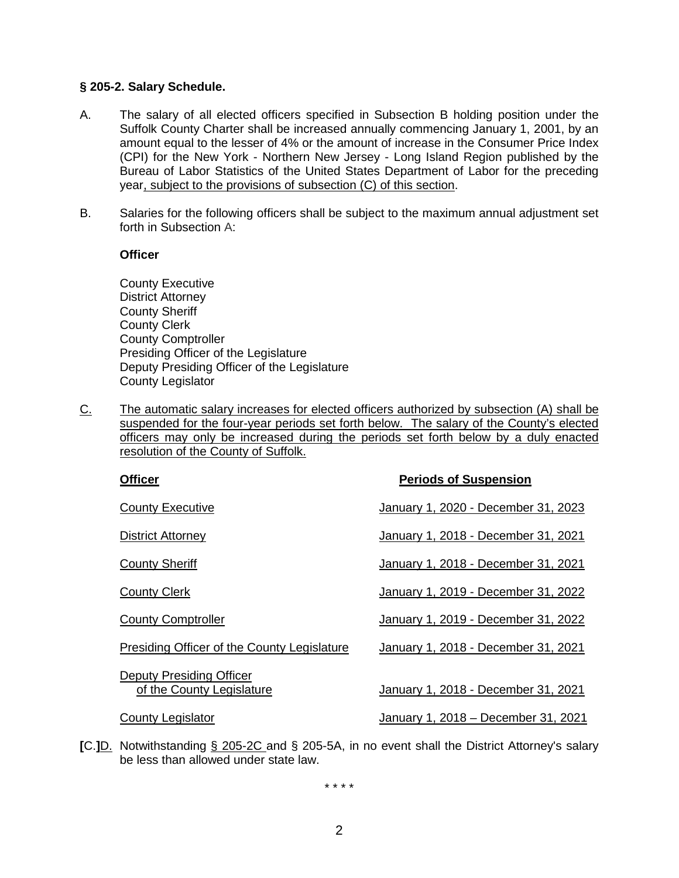**§ 205-2. Salary Schedule.**

A. The salary of all elected officers specified in Subsection B holding position under the Suffolk County Charter shall be increased annually commencing January 1, 2001, by an amount equal to the lesser of 4% or the amount of increase in the Consumer Price Index (CPI) for the New York - Northern New Jersey - Long Island Region published by the Bureau of Labor Statistics of the United States Department of Labor for the preceding year, subject to the provisions of subsection (C) of this section.

B. Salaries for the following officers shall be subject to the maximum annual adjustment set forth in Subsection A:

**Officer**

County Executive
District Attorney
County Sheriff
County Clerk
County Comptroller
Presiding Officer of the Legislature
Deputy Presiding Officer of the Legislature
County Legislator

C. The automatic salary increases for elected officers authorized by subsection (A) shall be suspended for the four-year periods set forth below. The salary of the County's elected officers may only be increased during the periods set forth below by a duly enacted resolution of the County of Suffolk.

| Officer | Periods of Suspension |
|---|---|
| County Executive | January 1, 2020 - December 31, 2023 |
| District Attorney | January 1, 2018 - December 31, 2021 |
| County Sheriff | January 1, 2018 - December 31, 2021 |
| County Clerk | January 1, 2019 - December 31, 2022 |
| County Comptroller | January 1, 2019 - December 31, 2022 |
| Presiding Officer of the County Legislature | January 1, 2018 - December 31, 2021 |
| Deputy Presiding Officer of the County Legislature | January 1, 2018 - December 31, 2021 |
| County Legislator | January 1, 2018 – December 31, 2021 |

[C.]D. Notwithstanding § 205-2C and § 205-5A, in no event shall the District Attorney's salary be less than allowed under state law.

\* \* \* \*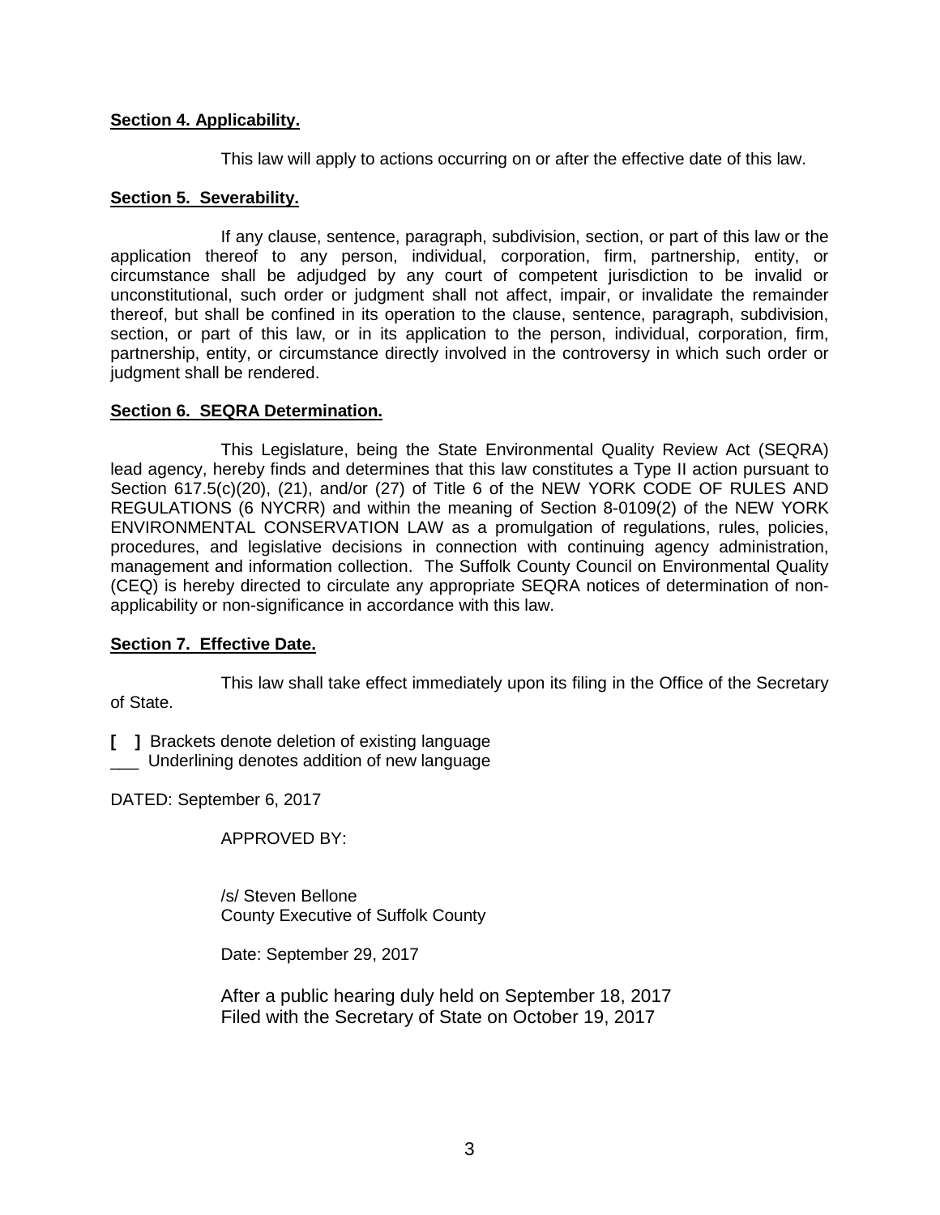**Section 4. Applicability.**

This law will apply to actions occurring on or after the effective date of this law.

**Section 5. Severability.**

If any clause, sentence, paragraph, subdivision, section, or part of this law or the application thereof to any person, individual, corporation, firm, partnership, entity, or circumstance shall be adjudged by any court of competent jurisdiction to be invalid or unconstitutional, such order or judgment shall not affect, impair, or invalidate the remainder thereof, but shall be confined in its operation to the clause, sentence, paragraph, subdivision, section, or part of this law, or in its application to the person, individual, corporation, firm, partnership, entity, or circumstance directly involved in the controversy in which such order or judgment shall be rendered.

**Section 6. SEQRA Determination.**

This Legislature, being the State Environmental Quality Review Act (SEQRA) lead agency, hereby finds and determines that this law constitutes a Type II action pursuant to Section 617.5(c)(20), (21), and/or (27) of Title 6 of the NEW YORK CODE OF RULES AND REGULATIONS (6 NYCRR) and within the meaning of Section 8-0109(2) of the NEW YORK ENVIRONMENTAL CONSERVATION LAW as a promulgation of regulations, rules, policies, procedures, and legislative decisions in connection with continuing agency administration, management and information collection. The Suffolk County Council on Environmental Quality (CEQ) is hereby directed to circulate any appropriate SEQRA notices of determination of non-applicability or non-significance in accordance with this law.

**Section 7. Effective Date.**

This law shall take effect immediately upon its filing in the Office of the Secretary of State.

**[ ]** Brackets denote deletion of existing language
___ Underlining denotes addition of new language

DATED: September 6, 2017

APPROVED BY:

/s/ Steven Bellone
County Executive of Suffolk County

Date: September 29, 2017

After a public hearing duly held on September 18, 2017
Filed with the Secretary of State on October 19, 2017